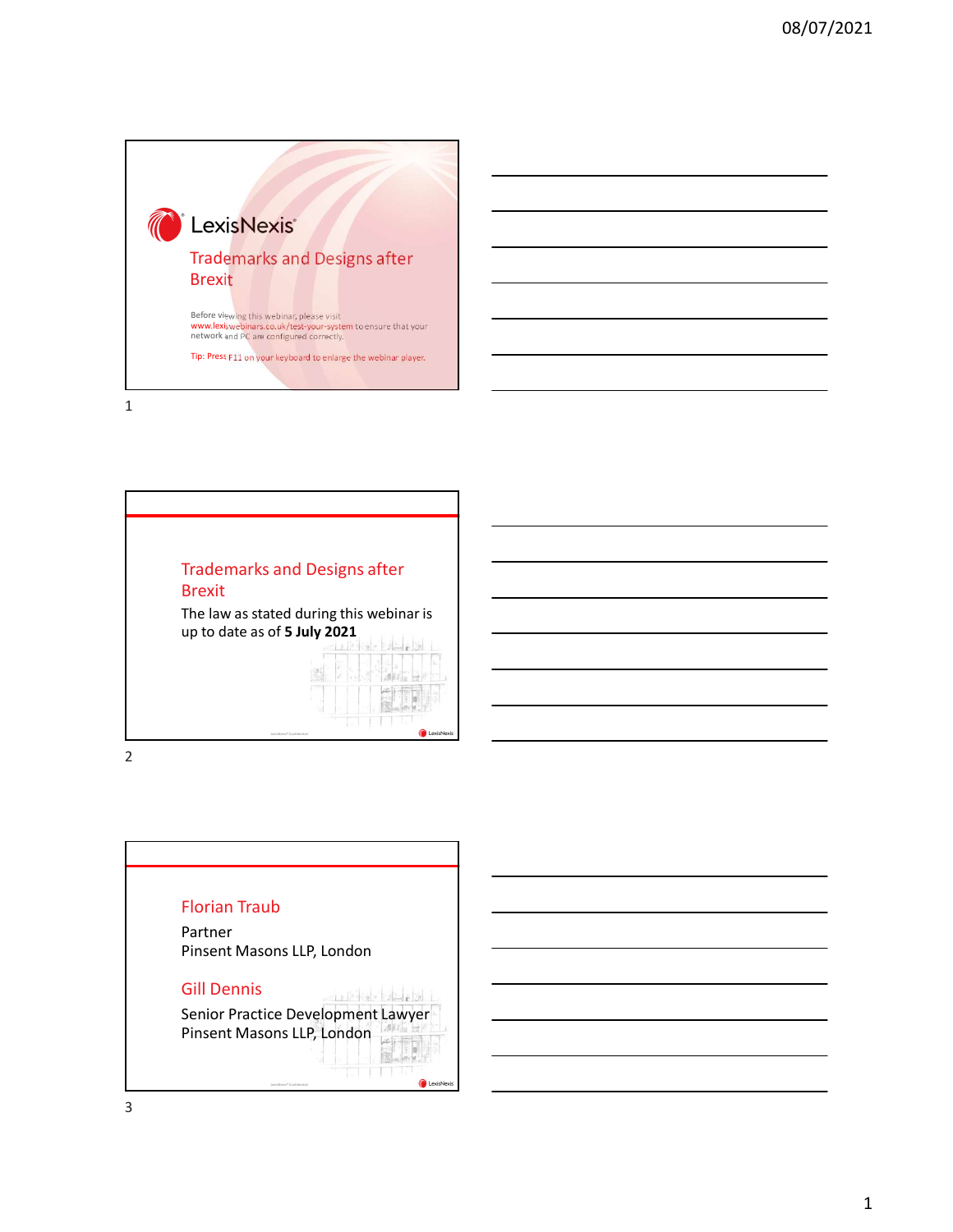## LexisNexis

# Trademarks and Designs after Brexit

Before viewing this webinar, please visit www.lexiswebinars.co.uk/test-your-system to ensure that your network and PC are configured correctly.

Tip: Press F11 on your keyboard to enlarge the webinar player.

---

## Trademarks and Designs after Brexit

The law as stated during this webinar is up to date as of **5 July 2021**

---

### Florian Traub

Partner
Pinsent Masons LLP, London

### Gill Dennis

Senior Practice Development Lawyer
Pinsent Masons LLP, London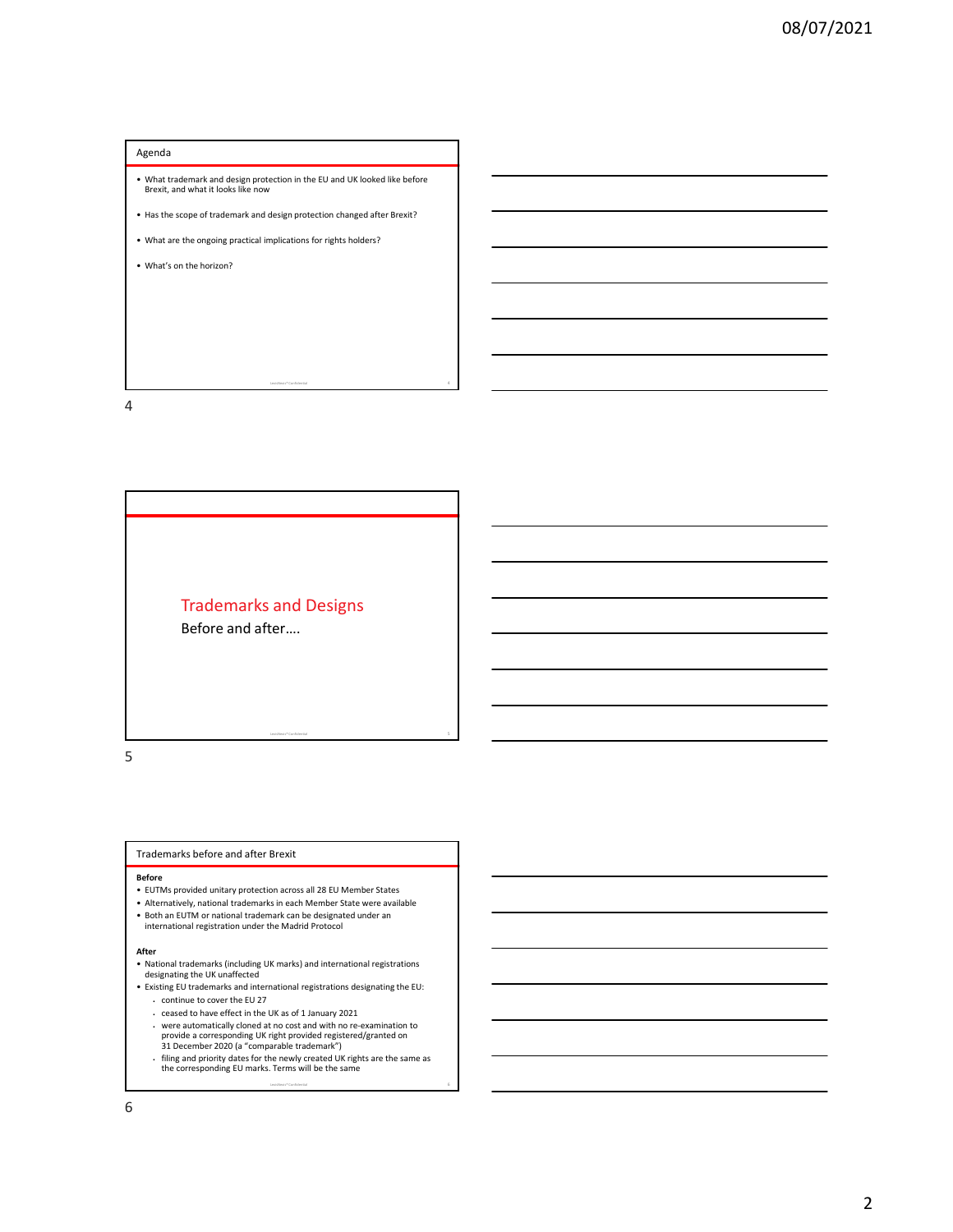## Agenda

- What trademark and design protection in the EU and UK looked like before Brexit, and what it looks like now
- Has the scope of trademark and design protection changed after Brexit?
- What are the ongoing practical implications for rights holders?
- What's on the horizon?

## Trademarks and Designs

Before and after….

## Trademarks before and after Brexit

**Before**

- EUTMs provided unitary protection across all 28 EU Member States
- Alternatively, national trademarks in each Member State were available
- Both an EUTM or national trademark can be designated under an international registration under the Madrid Protocol

**After**

- National trademarks (including UK marks) and international registrations designating the UK unaffected
- Existing EU trademarks and international registrations designating the EU:
  - continue to cover the EU 27
  - ceased to have effect in the UK as of 1 January 2021
  - were automatically cloned at no cost and with no re-examination to provide a corresponding UK right provided registered/granted on 31 December 2020 (a "comparable trademark")
  - filing and priority dates for the newly created UK rights are the same as the corresponding EU marks. Terms will be the same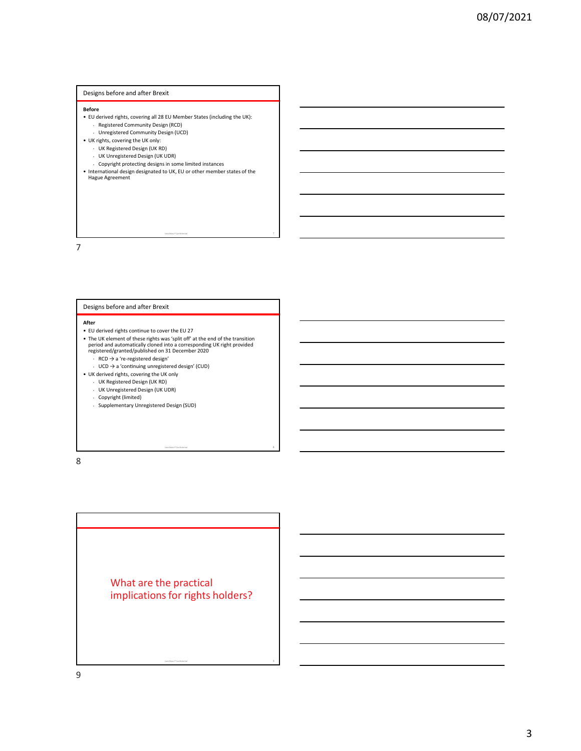## Designs before and after Brexit

**Before**

- EU derived rights, covering all 28 EU Member States (including the UK):
  - Registered Community Design (RCD)
  - Unregistered Community Design (UCD)
- UK rights, covering the UK only:
  - UK Registered Design (UK RD)
  - UK Unregistered Design (UK UDR)
  - Copyright protecting designs in some limited instances
- International design designated to UK, EU or other member states of the Hague Agreement

## Designs before and after Brexit

**After**

- EU derived rights continue to cover the EU 27
- The UK element of these rights was 'split off' at the end of the transition period and automatically cloned into a corresponding UK right provided registered/granted/published on 31 December 2020
  - RCD → a 're-registered design'
  - UCD → a 'continuing unregistered design' (CUD)
- UK derived rights, covering the UK only
  - UK Registered Design (UK RD)
  - UK Unregistered Design (UK UDR)
  - Copyright (limited)
  - Supplementary Unregistered Design (SUD)

## What are the practical implications for rights holders?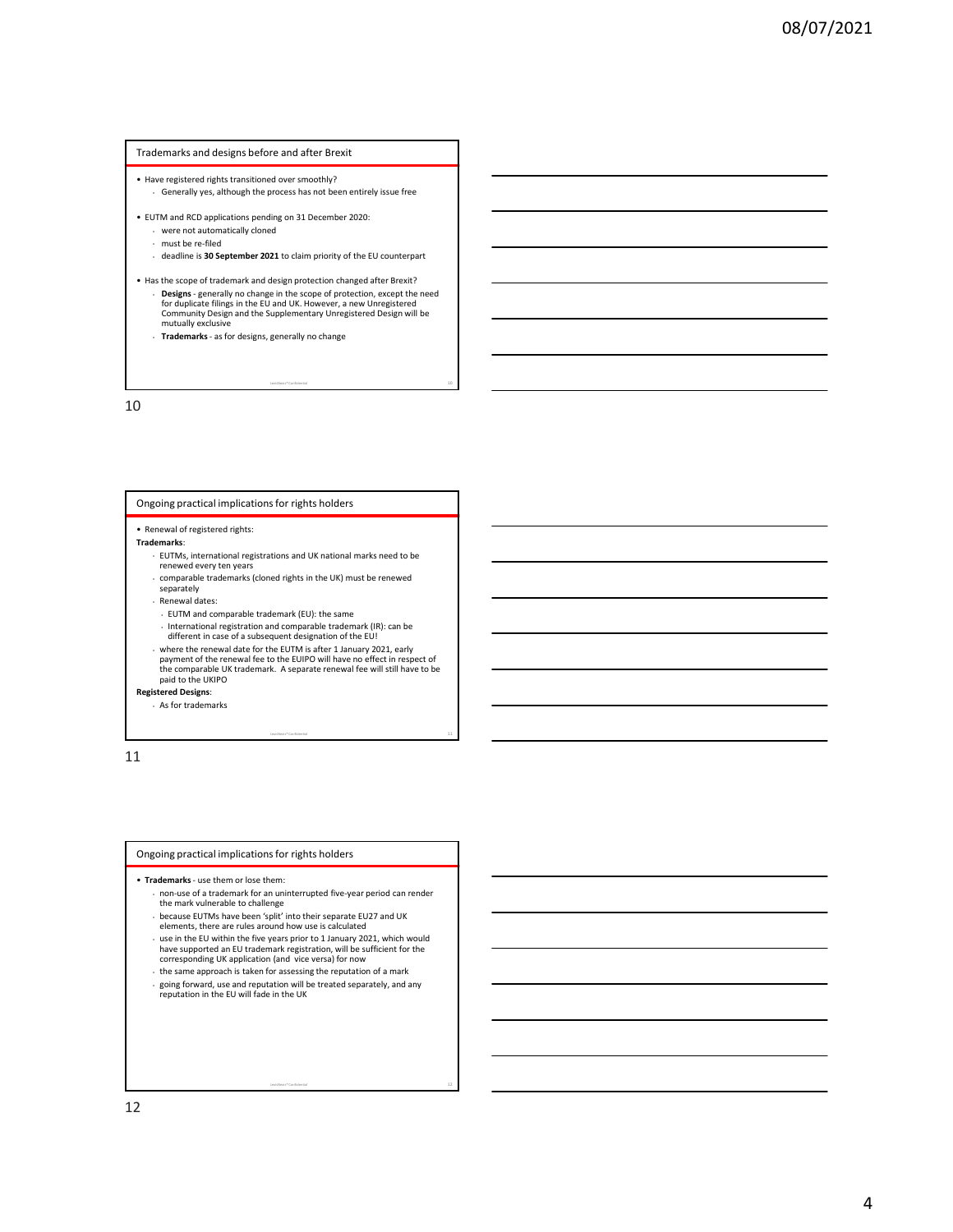## Trademarks and designs before and after Brexit

- Have registered rights transitioned over smoothly?
  - Generally yes, although the process has not been entirely issue free
- EUTM and RCD applications pending on 31 December 2020:
  - were not automatically cloned
  - must be re-filed
  - deadline is **30 September 2021** to claim priority of the EU counterpart
- Has the scope of trademark and design protection changed after Brexit?
  - **Designs** - generally no change in the scope of protection, except the need for duplicate filings in the EU and UK. However, a new Unregistered Community Design and the Supplementary Unregistered Design will be mutually exclusive
  - **Trademarks** - as for designs, generally no change

## Ongoing practical implications for rights holders

- Renewal of registered rights:

**Trademarks**:

- EUTMs, international registrations and UK national marks need to be renewed every ten years
- comparable trademarks (cloned rights in the UK) must be renewed separately
- Renewal dates:
  - EUTM and comparable trademark (EU): the same
  - International registration and comparable trademark (IR): can be different in case of a subsequent designation of the EU!
- where the renewal date for the EUTM is after 1 January 2021, early payment of the renewal fee to the EUIPO will have no effect in respect of the comparable UK trademark. A separate renewal fee will still have to be paid to the UKIPO

**Registered Designs**:

- As for trademarks

## Ongoing practical implications for rights holders

- **Trademarks** - use them or lose them:
  - non-use of a trademark for an uninterrupted five-year period can render the mark vulnerable to challenge
  - because EUTMs have been 'split' into their separate EU27 and UK elements, there are rules around how use is calculated
  - use in the EU within the five years prior to 1 January 2021, which would have supported an EU trademark registration, will be sufficient for the corresponding UK application (and vice versa) for now
  - the same approach is taken for assessing the reputation of a mark
  - going forward, use and reputation will be treated separately, and any reputation in the EU will fade in the UK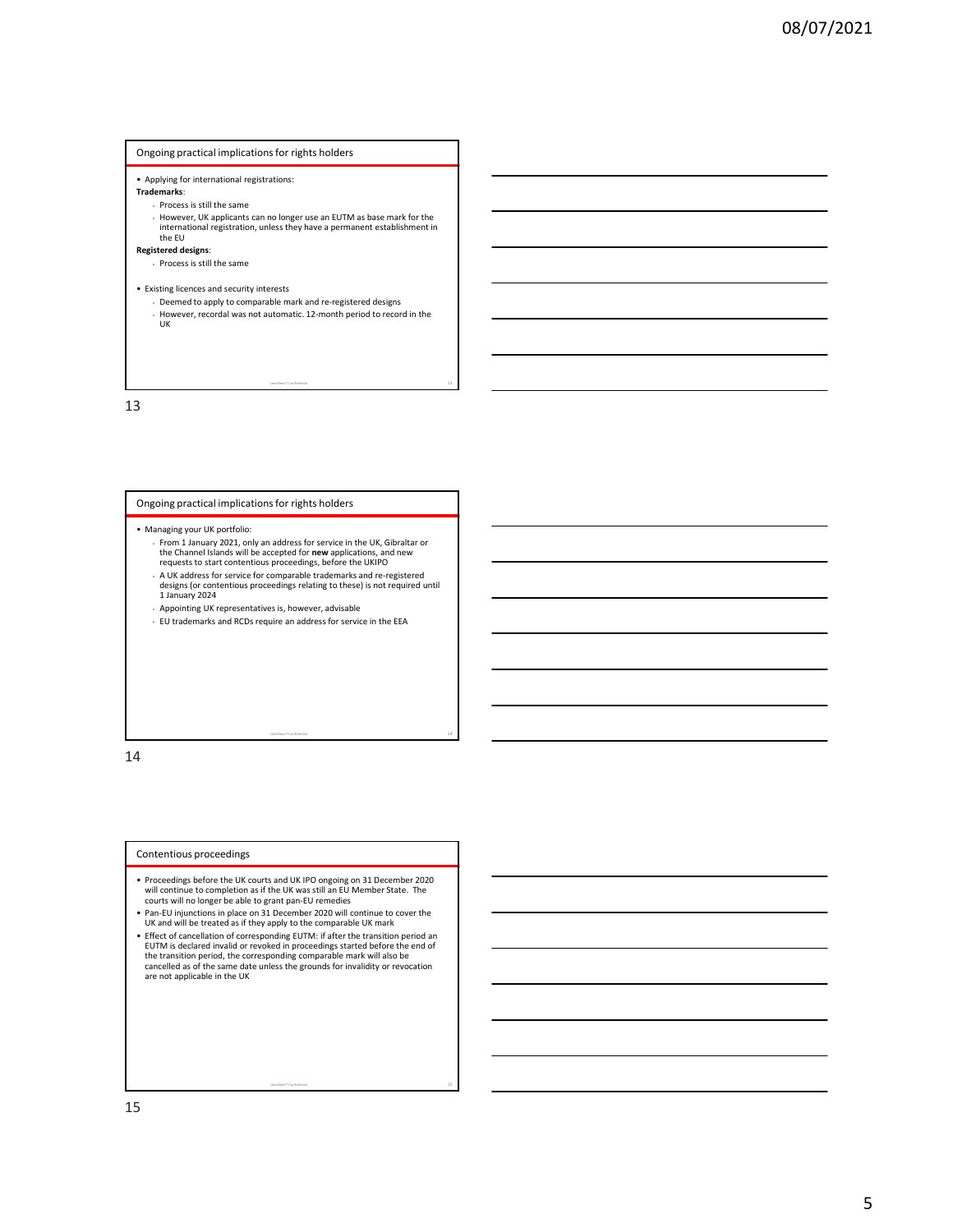## Ongoing practical implications for rights holders

- Applying for international registrations:

**Trademarks**:

- Process is still the same
- However, UK applicants can no longer use an EUTM as base mark for the international registration, unless they have a permanent establishment in the EU

**Registered designs**:

- Process is still the same

- Existing licences and security interests
  - Deemed to apply to comparable mark and re-registered designs
  - However, recordal was not automatic. 12-month period to record in the UK

## Ongoing practical implications for rights holders

- Managing your UK portfolio:
  - From 1 January 2021, only an address for service in the UK, Gibraltar or the Channel Islands will be accepted for **new** applications, and new requests to start contentious proceedings, before the UKIPO
  - A UK address for service for comparable trademarks and re-registered designs (or contentious proceedings relating to these) is not required until 1 January 2024
  - Appointing UK representatives is, however, advisable
  - EU trademarks and RCDs require an address for service in the EEA

## Contentious proceedings

- Proceedings before the UK courts and UK IPO ongoing on 31 December 2020 will continue to completion as if the UK was still an EU Member State. The courts will no longer be able to grant pan-EU remedies
- Pan-EU injunctions in place on 31 December 2020 will continue to cover the UK and will be treated as if they apply to the comparable UK mark
- Effect of cancellation of corresponding EUTM: if after the transition period an EUTM is declared invalid or revoked in proceedings started before the end of the transition period, the corresponding comparable mark will also be cancelled as of the same date unless the grounds for invalidity or revocation are not applicable in the UK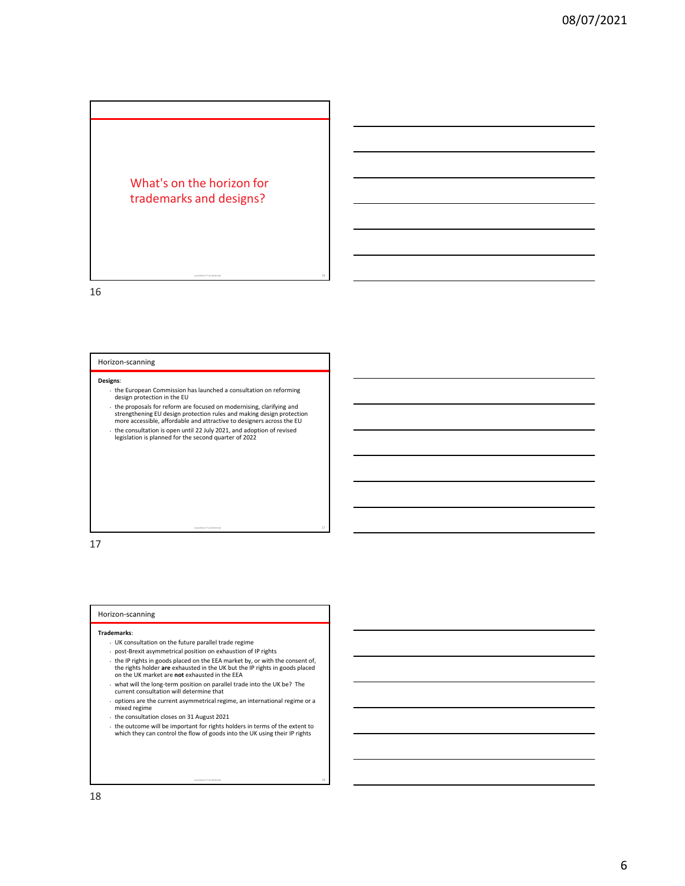## What's on the horizon for trademarks and designs?

### Horizon-scanning

**Designs**:

- the European Commission has launched a consultation on reforming design protection in the EU
- the proposals for reform are focused on modernising, clarifying and strengthening EU design protection rules and making design protection more accessible, affordable and attractive to designers across the EU
- the consultation is open until 22 July 2021, and adoption of revised legislation is planned for the second quarter of 2022

### Horizon-scanning

**Trademarks**:

- UK consultation on the future parallel trade regime
- post-Brexit asymmetrical position on exhaustion of IP rights
- the IP rights in goods placed on the EEA market by, or with the consent of, the rights holder **are** exhausted in the UK but the IP rights in goods placed on the UK market are **not** exhausted in the EEA
- what will the long-term position on parallel trade into the UK be? The current consultation will determine that
- options are the current asymmetrical regime, an international regime or a mixed regime
- the consultation closes on 31 August 2021
- the outcome will be important for rights holders in terms of the extent to which they can control the flow of goods into the UK using their IP rights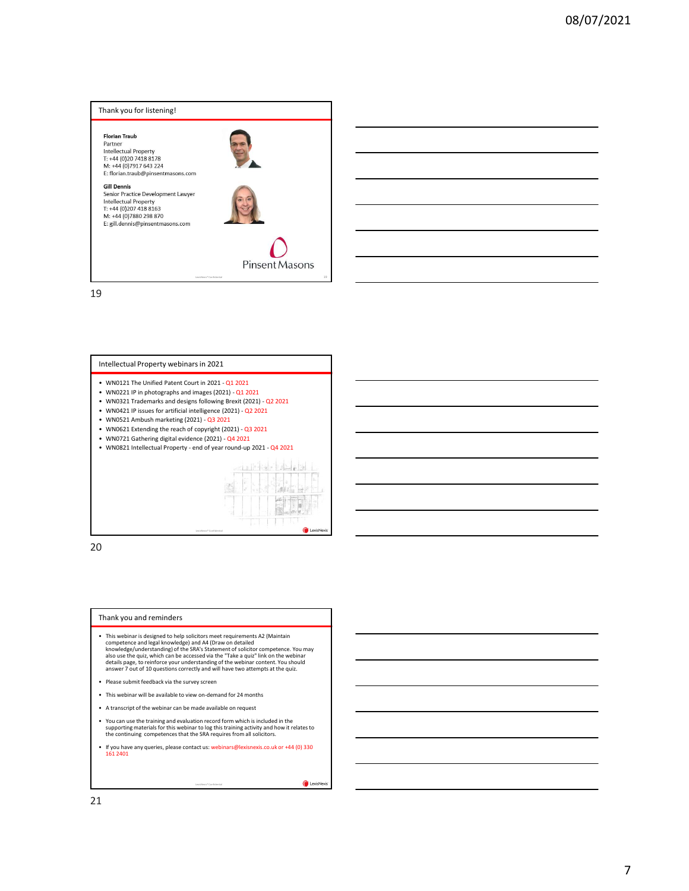## Thank you for listening!

**Florian Traub**
Partner
Intellectual Property
T: +44 (0)20 7418 8178
M: +44 (0)7917 643 224
E: florian.traub@pinsentmasons.com

**Gill Dennis**
Senior Practice Development Lawyer
Intellectual Property
T: +44 (0)207 418 8163
M: +44 (0)7880 298 870
E: gill.dennis@pinsentmasons.com

Pinsent Masons

19

## Intellectual Property webinars in 2021

- WN0121 The Unified Patent Court in 2021 - Q1 2021
- WN0221 IP in photographs and images (2021) - Q1 2021
- WN0321 Trademarks and designs following Brexit (2021) - Q2 2021
- WN0421 IP issues for artificial intelligence (2021) - Q2 2021
- WN0521 Ambush marketing (2021) - Q3 2021
- WN0621 Extending the reach of copyright (2021) - Q3 2021
- WN0721 Gathering digital evidence (2021) - Q4 2021
- WN0821 Intellectual Property - end of year round-up 2021 - Q4 2021

20

## Thank you and reminders

- This webinar is designed to help solicitors meet requirements A2 (Maintain competence and legal knowledge) and A4 (Draw on detailed knowledge/understanding) of the SRA's Statement of solicitor competence. You may also use the quiz, which can be accessed via the "Take a quiz" link on the webinar details page, to reinforce your understanding of the webinar content. You should answer 7 out of 10 questions correctly and will have two attempts at the quiz.
- Please submit feedback via the survey screen
- This webinar will be available to view on-demand for 24 months
- A transcript of the webinar can be made available on request
- You can use the training and evaluation record form which is included in the supporting materials for this webinar to log this training activity and how it relates to the continuing competences that the SRA requires from all solicitors.
- If you have any queries, please contact us: webinars@lexisnexis.co.uk or +44 (0) 330 161 2401

21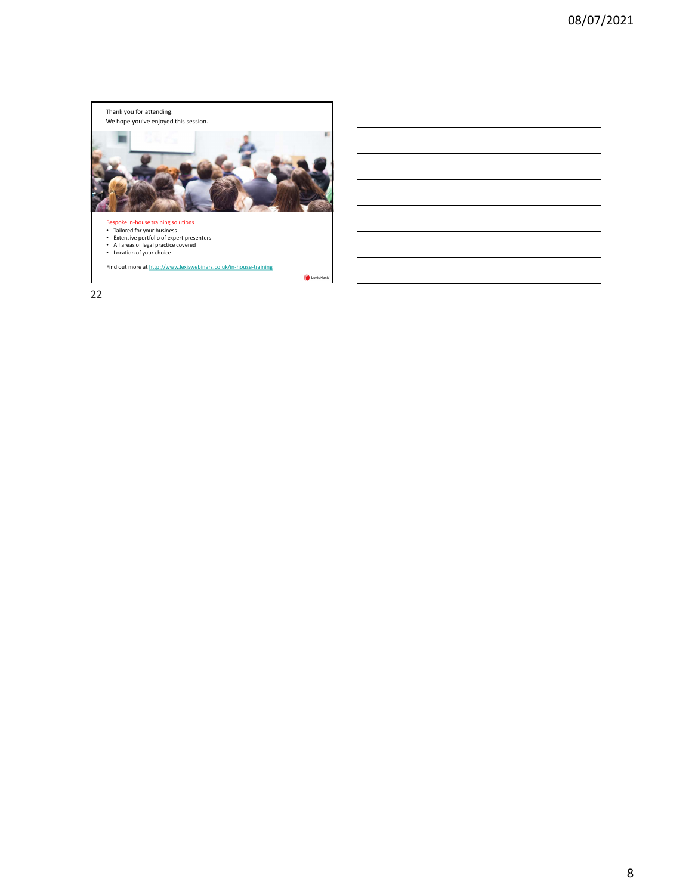Thank you for attending.
We hope you've enjoyed this session.

Bespoke in-house training solutions

- Tailored for your business
- Extensive portfolio of expert presenters
- All areas of legal practice covered
- Location of your choice

Find out more at http://www.lexiswebinars.co.uk/in-house-training

LexisNexis

22